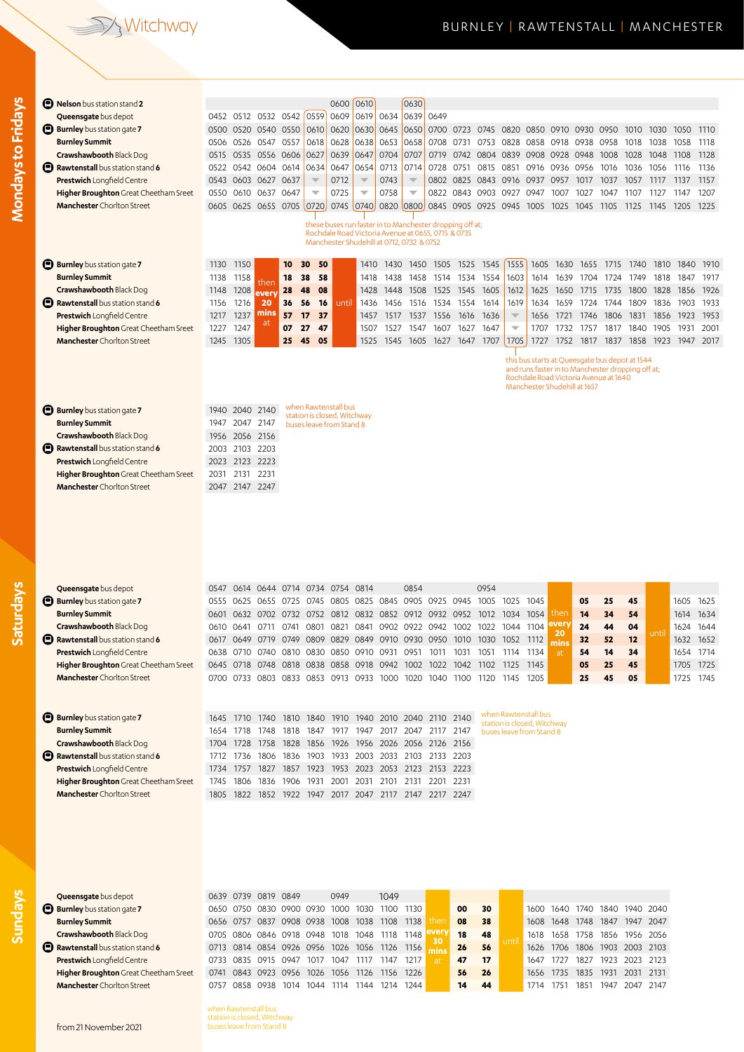# Witchway

## BURNLEY | RAWTENSTALL | MANCHESTER

## Mondays to Fridays

| Stop | | | | | | | | | | | | | | | | | | | | | |
|---|---|---|---|---|---|---|---|---|---|---|---|---|---|---|---|---|---|---|---|---|---|
| **Nelson** bus station stand **2** | | | | | | 0600 | 0610 | | 0630 | | | | | | | | | | | | |
| **Queensgate** bus depot | 0452 | 0512 | 0532 | 0542 | 0559 | 0609 | 0619 | 0634 | 0639 | 0649 | | | | | | | | | | | |
| **Burnley** bus station gate **7** | 0500 | 0520 | 0540 | 0550 | 0610 | 0620 | 0630 | 0645 | 0650 | 0700 | 0723 | 0745 | 0820 | 0850 | 0910 | 0930 | 0950 | 1010 | 1030 | 1050 | 1110 |
| **Burnley Summit** | 0506 | 0526 | 0547 | 0557 | 0618 | 0628 | 0638 | 0653 | 0658 | 0708 | 0731 | 0753 | 0828 | 0858 | 0918 | 0938 | 0958 | 1018 | 1038 | 1058 | 1118 |
| **Crawshawbooth** Black Dog | 0515 | 0535 | 0556 | 0606 | 0627 | 0639 | 0647 | 0704 | 0707 | 0719 | 0742 | 0804 | 0839 | 0908 | 0928 | 0948 | 1008 | 1028 | 1048 | 1108 | 1128 |
| **Rawtenstall** bus station stand **6** | 0522 | 0542 | 0604 | 0614 | 0634 | 0647 | 0654 | 0713 | 0714 | 0728 | 0751 | 0815 | 0851 | 0916 | 0936 | 0956 | 1016 | 1036 | 1056 | 1116 | 1136 |
| **Prestwich** Longfield Centre | 0543 | 0603 | 0627 | 0637 | ▼ | 0712 | ▼ | 0743 | ▼ | 0802 | 0825 | 0843 | 0916 | 0937 | 0957 | 1017 | 1037 | 1057 | 1117 | 1137 | 1157 |
| **Higher Broughton** Great Cheetham Sreet | 0550 | 0610 | 0637 | 0647 | ▼ | 0725 | ▼ | 0758 | ▼ | 0822 | 0843 | 0903 | 0927 | 0947 | 1007 | 1027 | 1047 | 1107 | 1127 | 1147 | 1207 |
| **Manchester** Chorlton Street | 0605 | 0625 | 0655 | 0705 | 0720 | 0745 | 0740 | 0820 | 0800 | 0845 | 0905 | 0925 | 0945 | 1005 | 1025 | 1045 | 1105 | 1125 | 1145 | 1205 | 1225 |

these buses run faster in to Manchester dropping off at; Rochdale Road Victoria Avenue at 0655, 0715 & 0735 Manchester Shudehill at 0712, 0732 & 0752

| Stop | | | | | | | | | | | | | | | | | | | | | | | |
|---|---|---|---|---|---|---|---|---|---|---|---|---|---|---|---|---|---|---|---|---|---|---|---|
| **Burnley** bus station gate **7** | 1130 | 1150 | then every 20 mins at | **10** | **30** | **50** | until | 1410 | 1430 | 1450 | 1505 | 1525 | 1545 | 1555 | 1605 | 1630 | 1655 | 1715 | 1740 | 1810 | 1840 | 1910 |
| **Burnley Summit** | 1138 | 1158 | | **18** | **38** | **58** | | 1418 | 1438 | 1458 | 1514 | 1534 | 1554 | 1603 | 1614 | 1639 | 1704 | 1724 | 1749 | 1818 | 1847 | 1917 |
| **Crawshawbooth** Black Dog | 1148 | 1208 | | **28** | **48** | **08** | | 1428 | 1448 | 1508 | 1525 | 1545 | 1605 | 1612 | 1625 | 1650 | 1715 | 1735 | 1800 | 1828 | 1856 | 1926 |
| **Rawtenstall** bus station stand **6** | 1156 | 1216 | | **36** | **56** | **16** | | 1436 | 1456 | 1516 | 1534 | 1554 | 1614 | 1619 | 1634 | 1659 | 1724 | 1744 | 1809 | 1836 | 1903 | 1933 |
| **Prestwich** Longfield Centre | 1217 | 1237 | | **57** | **17** | **37** | | 1457 | 1517 | 1537 | 1556 | 1616 | 1636 | ▼ | 1656 | 1721 | 1746 | 1806 | 1831 | 1856 | 1923 | 1953 |
| **Higher Broughton** Great Cheetham Sreet | 1227 | 1247 | | **07** | **27** | **47** | | 1507 | 1527 | 1547 | 1607 | 1627 | 1647 | ▼ | 1707 | 1732 | 1757 | 1817 | 1840 | 1905 | 1931 | 2001 |
| **Manchester** Chorlton Street | 1245 | 1305 | | **25** | **45** | **05** | | 1525 | 1545 | 1605 | 1627 | 1647 | 1707 | 1705 | 1727 | 1752 | 1817 | 1837 | 1858 | 1923 | 1947 | 2017 |

this bus starts at Queensgate bus depot at 1544 and runs faster in to Manchester dropping off at; Rochdale Road Victoria Avenue at 1640 Manchester Shudehill at 1657

| Stop | | | |
|---|---|---|---|
| **Burnley** bus station gate **7** | 1940 | 2040 | 2140 |
| **Burnley Summit** | 1947 | 2047 | 2147 |
| **Crawshawbooth** Black Dog | 1956 | 2056 | 2156 |
| **Rawtenstall** bus station stand **6** | 2003 | 2103 | 2203 |
| **Prestwich** Longfield Centre | 2023 | 2123 | 2223 |
| **Higher Broughton** Great Cheetham Sreet | 2031 | 2131 | 2231 |
| **Manchester** Chorlton Street | 2047 | 2147 | 2247 |

when Rawtenstall bus station is closed, Witchway buses leave from Stand 8

## Saturdays

| Stop | | | | | | | | | | | | | | | | | | | | | |
|---|---|---|---|---|---|---|---|---|---|---|---|---|---|---|---|---|---|---|---|---|---|
| **Queensgate** bus depot | 0547 | 0614 | 0644 | 0714 | 0734 | 0754 | 0814 | | 0854 | | | 0954 | | | | | | | | | |
| **Burnley** bus station gate **7** | 0555 | 0625 | 0655 | 0725 | 0745 | 0805 | 0825 | 0845 | 0905 | 0925 | 0945 | 1005 | 1025 | 1045 | then every 20 mins at | **05** | **25** | **45** | until | 1605 | 1625 |
| **Burnley Summit** | 0601 | 0632 | 0702 | 0732 | 0752 | 0812 | 0832 | 0852 | 0912 | 0932 | 0952 | 1012 | 1034 | 1054 | | **14** | **34** | **54** | | 1614 | 1634 |
| **Crawshawbooth** Black Dog | 0610 | 0641 | 0711 | 0741 | 0801 | 0821 | 0841 | 0902 | 0922 | 0942 | 1002 | 1022 | 1044 | 1104 | | **24** | **44** | **04** | | 1624 | 1644 |
| **Rawtenstall** bus station stand **6** | 0617 | 0649 | 0719 | 0749 | 0809 | 0829 | 0849 | 0910 | 0930 | 0950 | 1010 | 1030 | 1052 | 1112 | | **32** | **52** | **12** | | 1632 | 1652 |
| **Prestwich** Longfield Centre | 0638 | 0710 | 0740 | 0810 | 0830 | 0850 | 0910 | 0931 | 0951 | 1011 | 1031 | 1051 | 1114 | 1134 | | **54** | **14** | **34** | | 1654 | 1714 |
| **Higher Broughton** Great Cheetham Sreet | 0645 | 0718 | 0748 | 0818 | 0838 | 0858 | 0918 | 0942 | 1002 | 1022 | 1042 | 1102 | 1125 | 1145 | | **05** | **25** | **45** | | 1705 | 1725 |
| **Manchester** Chorlton Street | 0700 | 0733 | 0803 | 0833 | 0853 | 0913 | 0933 | 1000 | 1020 | 1040 | 1100 | 1120 | 1145 | 1205 | | **25** | **45** | **05** | | 1725 | 1745 |

| Stop | | | | | | | | | | | |
|---|---|---|---|---|---|---|---|---|---|---|---|
| **Burnley** bus station gate **7** | 1645 | 1710 | 1740 | 1810 | 1840 | 1910 | 1940 | 2010 | 2040 | 2110 | 2140 |
| **Burnley Summit** | 1654 | 1718 | 1748 | 1818 | 1847 | 1917 | 1947 | 2017 | 2047 | 2117 | 2147 |
| **Crawshawbooth** Black Dog | 1704 | 1728 | 1758 | 1828 | 1856 | 1926 | 1956 | 2026 | 2056 | 2126 | 2156 |
| **Rawtenstall** bus station stand **6** | 1712 | 1736 | 1806 | 1836 | 1903 | 1933 | 2003 | 2033 | 2103 | 2133 | 2203 |
| **Prestwich** Longfield Centre | 1734 | 1757 | 1827 | 1857 | 1923 | 1953 | 2023 | 2053 | 2123 | 2153 | 2223 |
| **Higher Broughton** Great Cheetham Sreet | 1745 | 1806 | 1836 | 1906 | 1931 | 2001 | 2031 | 2101 | 2131 | 2201 | 2231 |
| **Manchester** Chorlton Street | 1805 | 1822 | 1852 | 1922 | 1947 | 2017 | 2047 | 2117 | 2147 | 2217 | 2247 |

when Rawtenstall bus station is closed, Witchway buses leave from Stand 8

## Sundays

| Stop | | | | | | | | | | | | | | | | | | | |
|---|---|---|---|---|---|---|---|---|---|---|---|---|---|---|---|---|---|---|---|
| **Queensgate** bus depot | 0639 | 0739 | 0819 | 0849 | | 0949 | | 1049 | | | | | | | | | | | |
| **Burnley** bus station gate **7** | 0650 | 0730 | 0830 | 0900 | 0930 | 1000 | 1030 | 1100 | 1130 | then every 30 mins at | **00** | **30** | until | 1600 | 1640 | 1740 | 1840 | 1940 | 2040 |
| **Burnley Summit** | 0656 | 0757 | 0837 | 0908 | 0938 | 1008 | 1038 | 1108 | 1138 | | **08** | **38** | | 1608 | 1648 | 1748 | 1847 | 1947 | 2047 |
| **Crawshawbooth** Black Dog | 0705 | 0806 | 0846 | 0918 | 0948 | 1018 | 1048 | 1118 | 1148 | | **18** | **48** | | 1618 | 1658 | 1758 | 1856 | 1956 | 2056 |
| **Rawtenstall** bus station stand **6** | 0713 | 0814 | 0854 | 0926 | 0956 | 1026 | 1056 | 1126 | 1156 | | **26** | **56** | | 1626 | 1706 | 1806 | 1903 | 2003 | 2103 |
| **Prestwich** Longfield Centre | 0733 | 0835 | 0915 | 0947 | 1017 | 1047 | 1117 | 1147 | 1217 | | **47** | **17** | | 1647 | 1727 | 1827 | 1923 | 2023 | 2123 |
| **Higher Broughton** Great Cheetham Sreet | 0741 | 0843 | 0923 | 0956 | 1026 | 1056 | 1126 | 1156 | 1226 | | **56** | **26** | | 1656 | 1735 | 1835 | 1931 | 2031 | 2131 |
| **Manchester** Chorlton Street | 0757 | 0858 | 0938 | 1014 | 1044 | 1114 | 1144 | 1214 | 1244 | | **14** | **44** | | 1714 | 1751 | 1851 | 1947 | 2047 | 2147 |

when Rawtenstall bus station is closed, Witchway buses leave from Stand 8

from 21 November 2021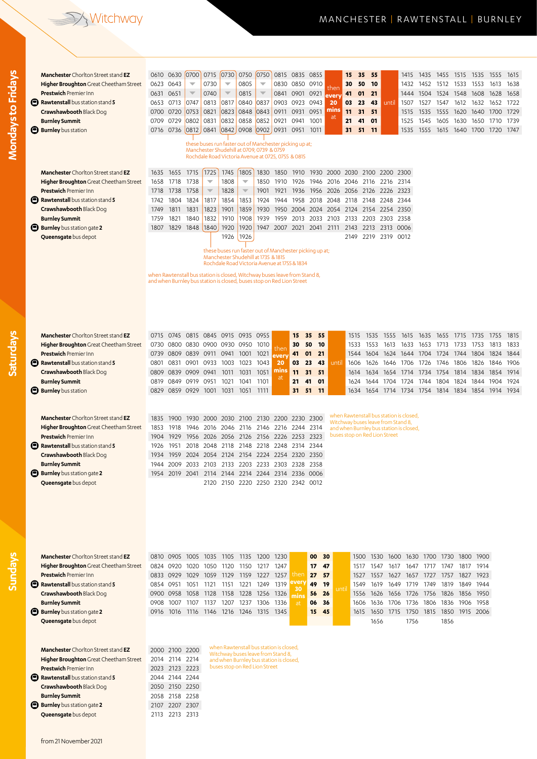# Witchway

## MANCHESTER | RAWTENSTALL | BURNLEY

### Mondays to Fridays

| | | | | | | | | | | | | | | | | | | | | | | | | | |
|---|---|---|---|---|---|---|---|---|---|---|---|---|---|---|---|---|---|---|---|---|---|---|---|---|---|
| **Manchester** Chorlton Street stand **EZ** | 0610 | 0630 | 0700 | 0715 | 0730 | 0750 | 0750 | 0815 | 0835 | 0855 | then every 20 mins at | 15 | 35 | 55 | until | 1415 | 1435 | 1455 | 1515 | 1535 | 1555 | 1615 |
| **Higher Broughton** Great Cheetham Street | 0623 | 0643 | ▼ | 0730 | ▼ | 0805 | ▼ | 0830 | 0850 | 0910 | | 30 | 50 | 10 | | 1432 | 1452 | 1512 | 1533 | 1553 | 1613 | 1638 |
| **Prestwich** Premier Inn | 0631 | 0651 | ▼ | 0740 | ▼ | 0815 | ▼ | 0841 | 0901 | 0921 | | 41 | 01 | 21 | | 1444 | 1504 | 1524 | 1548 | 1608 | 1628 | 1658 |
| **Rawtenstall** bus station stand **5** | 0653 | 0713 | 0747 | 0813 | 0817 | 0840 | 0837 | 0903 | 0923 | 0943 | | 03 | 23 | 43 | | 1507 | 1527 | 1547 | 1612 | 1632 | 1652 | 1722 |
| **Crawshawbooth** Black Dog | 0700 | 0720 | 0753 | 0821 | 0823 | 0848 | 0843 | 0911 | 0931 | 0951 | | 11 | 31 | 51 | | 1515 | 1535 | 1555 | 1620 | 1640 | 1700 | 1729 |
| **Burnley Summit** | 0709 | 0729 | 0802 | 0831 | 0832 | 0858 | 0852 | 0921 | 0941 | 1001 | | 21 | 41 | 01 | | 1525 | 1545 | 1605 | 1630 | 1650 | 1710 | 1739 |
| **Burnley** bus station | 0716 | 0736 | 0812 | 0841 | 0842 | 0908 | 0902 | 0931 | 0951 | 1011 | | 31 | 51 | 11 | | 1535 | 1555 | 1615 | 1640 | 1700 | 1720 | 1747 |

these buses (0700, 0730, 0750) run faster out of Manchester picking up at; Manchester Shudehill at 0709, 0739 & 0759 Rochdale Road Victoria Avenue at 0725, 0755 & 0815

| | | | | | | | | | | | | | | | | |
|---|---|---|---|---|---|---|---|---|---|---|---|---|---|---|---|---|
| **Manchester** Chorlton Street stand **EZ** | 1635 | 1655 | 1715 | 1725 | 1745 | 1805 | 1830 | 1850 | 1910 | 1930 | 2000 | 2030 | 2100 | 2200 | 2300 |
| **Higher Broughton** Great Cheetham Street | 1658 | 1718 | 1738 | ▼ | 1808 | ▼ | 1850 | 1910 | 1926 | 1946 | 2016 | 2046 | 2116 | 2216 | 2314 |
| **Prestwich** Premier Inn | 1718 | 1738 | 1758 | ▼ | 1828 | ▼ | 1901 | 1921 | 1936 | 1956 | 2026 | 2056 | 2126 | 2226 | 2323 |
| **Rawtenstall** bus station stand **5** | 1742 | 1804 | 1824 | 1817 | 1854 | 1853 | 1924 | 1944 | 1958 | 2018 | 2048 | 2118 | 2148 | 2248 | 2344 |
| **Crawshawbooth** Black Dog | 1749 | 1811 | 1831 | 1823 | 1901 | 1859 | 1930 | 1950 | 2004 | 2024 | 2054 | 2124 | 2154 | 2254 | 2350 |
| **Burnley Summit** | 1759 | 1821 | 1840 | 1832 | 1910 | 1908 | 1939 | 1959 | 2013 | 2033 | 2103 | 2133 | 2203 | 2303 | 2358 |
| **Burnley** bus station gate **2** | 1807 | 1829 | 1848 | 1840 | 1920 | 1920 | 1947 | 2007 | 2021 | 2041 | 2111 | 2143 | 2213 | 2313 | 0006 |
| **Queensgate** bus depot | | | | | 1926 | 1926 | | | | | | 2149 | 2219 | 2319 | 0012 |

these buses (1725, 1805) run faster out of Manchester picking up at; Manchester Shudehill at 1735 & 1815 Rochdale Road Victoria Avenue at 1755 & 1834

when Rawtenstall bus station is closed, Witchway buses leave from Stand 8, and when Burnley bus station is closed, buses stop on Red Lion Street

### Saturdays

| | | | | | | | | | | | | | | | | | | | | | | |
|---|---|---|---|---|---|---|---|---|---|---|---|---|---|---|---|---|---|---|---|---|---|---|
| **Manchester** Chorlton Street stand **EZ** | 0715 | 0745 | 0815 | 0845 | 0915 | 0935 | 0955 | then every 20 mins at | 15 | 35 | 55 | until | 1515 | 1535 | 1555 | 1615 | 1635 | 1655 | 1715 | 1735 | 1755 | 1815 |
| **Higher Broughton** Great Cheetham Street | 0730 | 0800 | 0830 | 0900 | 0930 | 0950 | 1010 | | 30 | 50 | 10 | | 1533 | 1553 | 1613 | 1633 | 1653 | 1713 | 1733 | 1753 | 1813 | 1833 |
| **Prestwich** Premier Inn | 0739 | 0809 | 0839 | 0911 | 0941 | 1001 | 1021 | | 41 | 01 | 21 | | 1544 | 1604 | 1624 | 1644 | 1704 | 1724 | 1744 | 1804 | 1824 | 1844 |
| **Rawtenstall** bus station stand **5** | 0801 | 0831 | 0901 | 0933 | 1003 | 1023 | 1043 | | 03 | 23 | 43 | | 1606 | 1626 | 1646 | 1706 | 1726 | 1746 | 1806 | 1826 | 1846 | 1906 |
| **Crawshawbooth** Black Dog | 0809 | 0839 | 0909 | 0941 | 1011 | 1031 | 1051 | | 11 | 31 | 51 | | 1614 | 1634 | 1654 | 1714 | 1734 | 1754 | 1814 | 1834 | 1854 | 1914 |
| **Burnley Summit** | 0819 | 0849 | 0919 | 0951 | 1021 | 1041 | 1101 | | 21 | 41 | 01 | | 1624 | 1644 | 1704 | 1724 | 1744 | 1804 | 1824 | 1844 | 1904 | 1924 |
| **Burnley** bus station | 0829 | 0859 | 0929 | 1001 | 1031 | 1051 | 1111 | | 31 | 51 | 11 | | 1634 | 1654 | 1714 | 1734 | 1754 | 1814 | 1834 | 1854 | 1914 | 1934 |

| | | | | | | | | | | |
|---|---|---|---|---|---|---|---|---|---|---|
| **Manchester** Chorlton Street stand **EZ** | 1835 | 1900 | 1930 | 2000 | 2030 | 2100 | 2130 | 2200 | 2230 | 2300 |
| **Higher Broughton** Great Cheetham Street | 1853 | 1918 | 1946 | 2016 | 2046 | 2116 | 2146 | 2216 | 2244 | 2314 |
| **Prestwich** Premier Inn | 1904 | 1929 | 1956 | 2026 | 2056 | 2126 | 2156 | 2226 | 2253 | 2323 |
| **Rawtenstall** bus station stand **5** | 1926 | 1951 | 2018 | 2048 | 2118 | 2148 | 2218 | 2248 | 2314 | 2344 |
| **Crawshawbooth** Black Dog | 1934 | 1959 | 2024 | 2054 | 2124 | 2154 | 2224 | 2254 | 2320 | 2350 |
| **Burnley Summit** | 1944 | 2009 | 2033 | 2103 | 2133 | 2203 | 2233 | 2303 | 2328 | 2358 |
| **Burnley** bus station gate **2** | 1954 | 2019 | 2041 | 2114 | 2144 | 2214 | 2244 | 2314 | 2336 | 0006 |
| **Queensgate** bus depot | | | | 2120 | 2150 | 2220 | 2250 | 2320 | 2342 | 0012 |

when Rawtenstall bus station is closed, Witchway buses leave from Stand 8, and when Burnley bus station is closed, buses stop on Red Lion Street

### Sundays

| | | | | | | | | | | | | | | | | | | | | | |
|---|---|---|---|---|---|---|---|---|---|---|---|---|---|---|---|---|---|---|---|---|---|
| **Manchester** Chorlton Street stand **EZ** | 0810 | 0905 | 1005 | 1035 | 1105 | 1135 | 1200 | 1230 | then every 30 mins at | 00 | 30 | until | 1500 | 1530 | 1600 | 1630 | 1700 | 1730 | 1800 | 1900 |
| **Higher Broughton** Great Cheetham Street | 0824 | 0920 | 1020 | 1050 | 1120 | 1150 | 1217 | 1247 | | 17 | 47 | | 1517 | 1547 | 1617 | 1647 | 1717 | 1747 | 1817 | 1914 |
| **Prestwich** Premier Inn | 0833 | 0929 | 1029 | 1059 | 1129 | 1159 | 1227 | 1257 | | 27 | 57 | | 1527 | 1557 | 1627 | 1657 | 1727 | 1757 | 1827 | 1923 |
| **Rawtenstall** bus station stand **5** | 0854 | 0951 | 1051 | 1121 | 1151 | 1221 | 1249 | 1319 | | 49 | 19 | | 1549 | 1619 | 1649 | 1719 | 1749 | 1819 | 1849 | 1944 |
| **Crawshawbooth** Black Dog | 0900 | 0958 | 1058 | 1128 | 1158 | 1228 | 1256 | 1326 | | 56 | 26 | | 1556 | 1626 | 1656 | 1726 | 1756 | 1826 | 1856 | 1950 |
| **Burnley Summit** | 0908 | 1007 | 1107 | 1137 | 1207 | 1237 | 1306 | 1336 | | 06 | 36 | | 1606 | 1636 | 1706 | 1736 | 1806 | 1836 | 1906 | 1958 |
| **Burnley** bus station gate **2** | 0916 | 1016 | 1116 | 1146 | 1216 | 1246 | 1315 | 1345 | | 15 | 45 | | 1615 | 1650 | 1715 | 1750 | 1815 | 1850 | 1915 | 2006 |
| **Queensgate** bus depot | | | | | | | | | | | | | | 1656 | | 1756 | | 1856 | | |

| | | | |
|---|---|---|---|
| **Manchester** Chorlton Street stand **EZ** | 2000 | 2100 | 2200 |
| **Higher Broughton** Great Cheetham Street | 2014 | 2114 | 2214 |
| **Prestwich** Premier Inn | 2023 | 2123 | 2223 |
| **Rawtenstall** bus station stand **5** | 2044 | 2144 | 2244 |
| **Crawshawbooth** Black Dog | 2050 | 2150 | 2250 |
| **Burnley Summit** | 2058 | 2158 | 2258 |
| **Burnley** bus station gate **2** | 2107 | 2207 | 2307 |
| **Queensgate** bus depot | 2113 | 2213 | 2313 |

when Rawtenstall bus station is closed, Witchway buses leave from Stand 8, and when Burnley bus station is closed, buses stop on Red Lion Street

from 21 November 2021